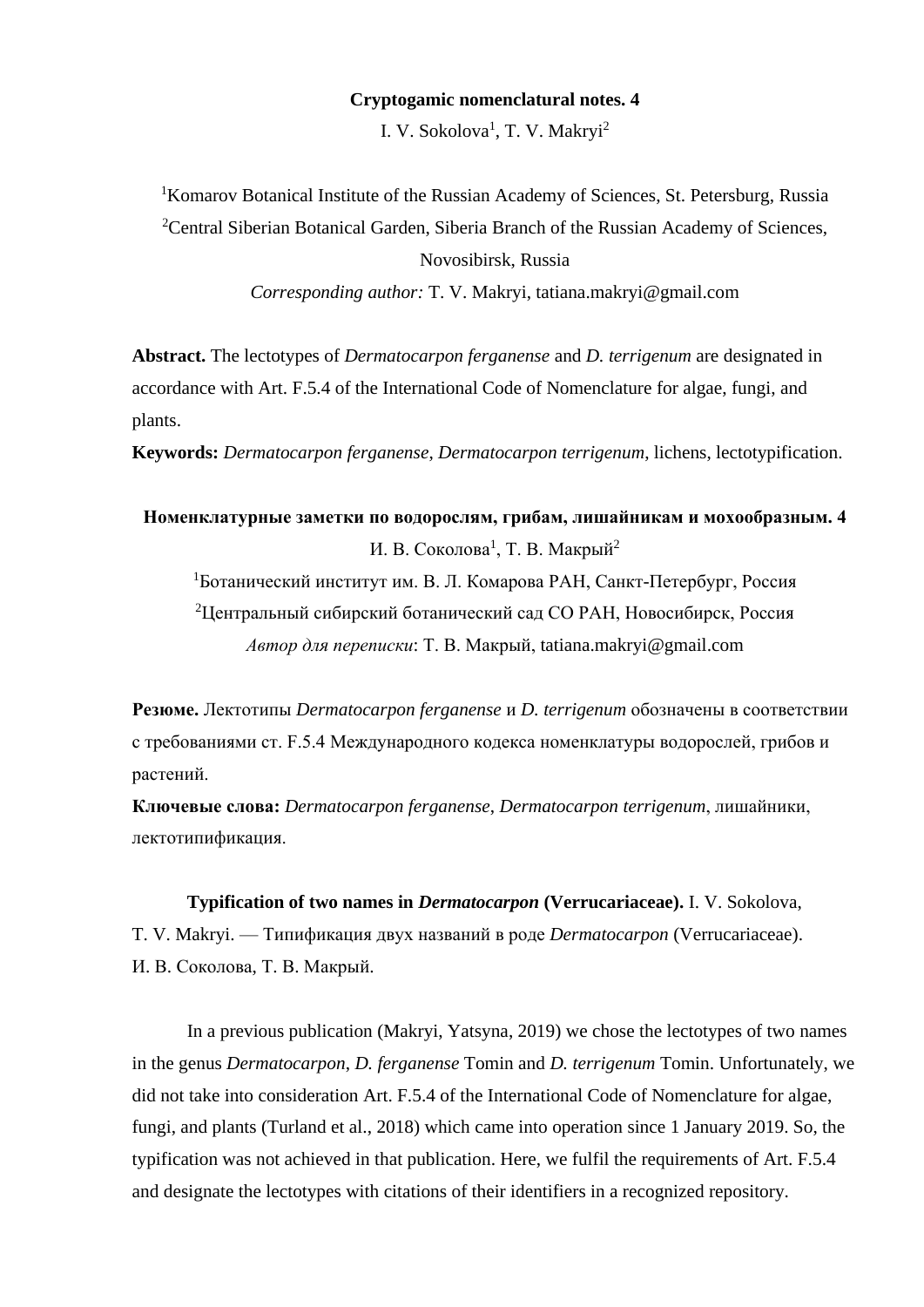# Cryptogamic nomenclatural notes. 4

I. V. Sokolova[1], T. V. Makryi[2]

[1]Komarov Botanical Institute of the Russian Academy of Sciences, St. Petersburg, Russia
[2]Central Siberian Botanical Garden, Siberia Branch of the Russian Academy of Sciences, Novosibirsk, Russia
*Corresponding author:* T. V. Makryi, tatiana.makryi@gmail.com

**Abstract.** The lectotypes of *Dermatocarpon ferganense* and *D. terrigenum* are designated in accordance with Art. F.5.4 of the International Code of Nomenclature for algae, fungi, and plants.

**Keywords:** *Dermatocarpon ferganense*, *Dermatocarpon terrigenum*, lichens, lectotypification.

# Номенклатурные заметки по водорослям, грибам, лишайникам и мохообразным. 4

И. В. Соколова[1], Т. В. Макрый[2]

[1]Ботанический институт им. В. Л. Комарова РАН, Санкт-Петербург, Россия
[2]Центральный сибирский ботанический сад СО РАН, Новосибирск, Россия
*Автор для переписки*: Т. В. Макрый, tatiana.makryi@gmail.com

**Резюме.** Лектотипы *Dermatocarpon ferganense* и *D. terrigenum* обозначены в соответствии с требованиями ст. F.5.4 Международного кодекса номенклатуры водорослей, грибов и растений.

**Ключевые слова:** *Dermatocarpon ferganense*, *Dermatocarpon terrigenum*, лишайники, лектотипификация.

**Typification of two names in *Dermatocarpon* (Verrucariaceae).** I. V. Sokolova, T. V. Makryi. — Типификация двух названий в роде *Dermatocarpon* (Verrucariaceae). И. В. Соколова, Т. В. Макрый.

In a previous publication (Makryi, Yatsyna, 2019) we chose the lectotypes of two names in the genus *Dermatocarpon*, *D. ferganense* Tomin and *D. terrigenum* Tomin. Unfortunately, we did not take into consideration Art. F.5.4 of the International Code of Nomenclature for algae, fungi, and plants (Turland et al., 2018) which came into operation since 1 January 2019. So, the typification was not achieved in that publication. Here, we fulfil the requirements of Art. F.5.4 and designate the lectotypes with citations of their identifiers in a recognized repository.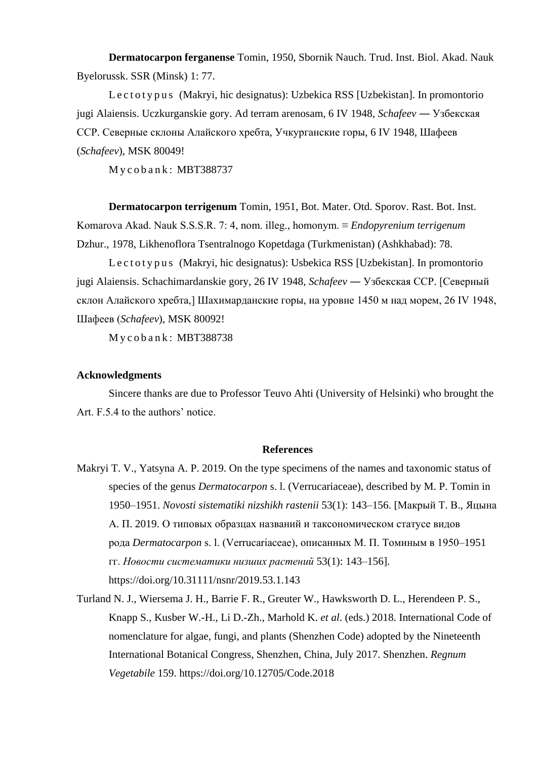**Dermatocarpon ferganense** Tomin, 1950, Sbornik Nauch. Trud. Inst. Biol. Akad. Nauk Byelorussk. SSR (Minsk) 1: 77.

L e c t o t y p u s (Makryi, hic designatus): Uzbekica RSS [Uzbekistan]. In promontorio jugi Alaiensis. Uczkurganskie gory. Ad terram arenosam, 6 IV 1948, *Schafeev* — Узбекская ССР. Северные склоны Алайского хребта, Учкурганские горы, 6 IV 1948, Шафеев (*Schafeev*), MSK 80049!

M y c o b a n k : MBT388737

**Dermatocarpon terrigenum** Tomin, 1951, Bot. Mater. Otd. Sporov. Rast. Bot. Inst. Komarova Akad. Nauk S.S.S.R. 7: 4, nom. illeg., homonym. ≡ *Endopyrenium terrigenum* Dzhur., 1978, Likhenoflora Tsentralnogo Kopetdaga (Turkmenistan) (Ashkhabad): 78.

L e c t o t y p u s (Makryi, hic designatus): Usbekica RSS [Uzbekistan]. In promontorio jugi Alaiensis. Schachimardanskie gory, 26 IV 1948, *Schafeev* — Узбекская ССР. [Северный склон Алайского хребта,] Шахимарданские горы, на уровне 1450 м над морем, 26 IV 1948, Шафеев (*Schafeev*), MSK 80092!

M y c o b a n k : MBT388738

## Acknowledgments

Sincere thanks are due to Professor Teuvo Ahti (University of Helsinki) who brought the Art. F.5.4 to the authors' notice.

## References

Makryi T. V., Yatsyna A. P. 2019. On the type specimens of the names and taxonomic status of species of the genus *Dermatocarpon* s. l. (Verrucariaceae), described by M. P. Tomin in 1950–1951. *Novosti sistematiki nizshikh rastenii* 53(1): 143–156. [Макрый Т. В., Яцына А. П. 2019. О типовых образцах названий и таксономическом статусе видов рода *Dermatocarpon* s. l. (Verrucariaceae), описанных М. П. Томиным в 1950–1951 гг. *Новости систематики низших растений* 53(1): 143–156]. https://doi.org/10.31111/nsnr/2019.53.1.143

Turland N. J., Wiersema J. H., Barrie F. R., Greuter W., Hawksworth D. L., Herendeen P. S., Knapp S., Kusber W.-H., Li D.-Zh., Marhold K. *et al*. (eds.) 2018. International Code of nomenclature for algae, fungi, and plants (Shenzhen Code) adopted by the Nineteenth International Botanical Congress, Shenzhen, China, July 2017. Shenzhen. *Regnum Vegetabile* 159. https://doi.org/10.12705/Code.2018